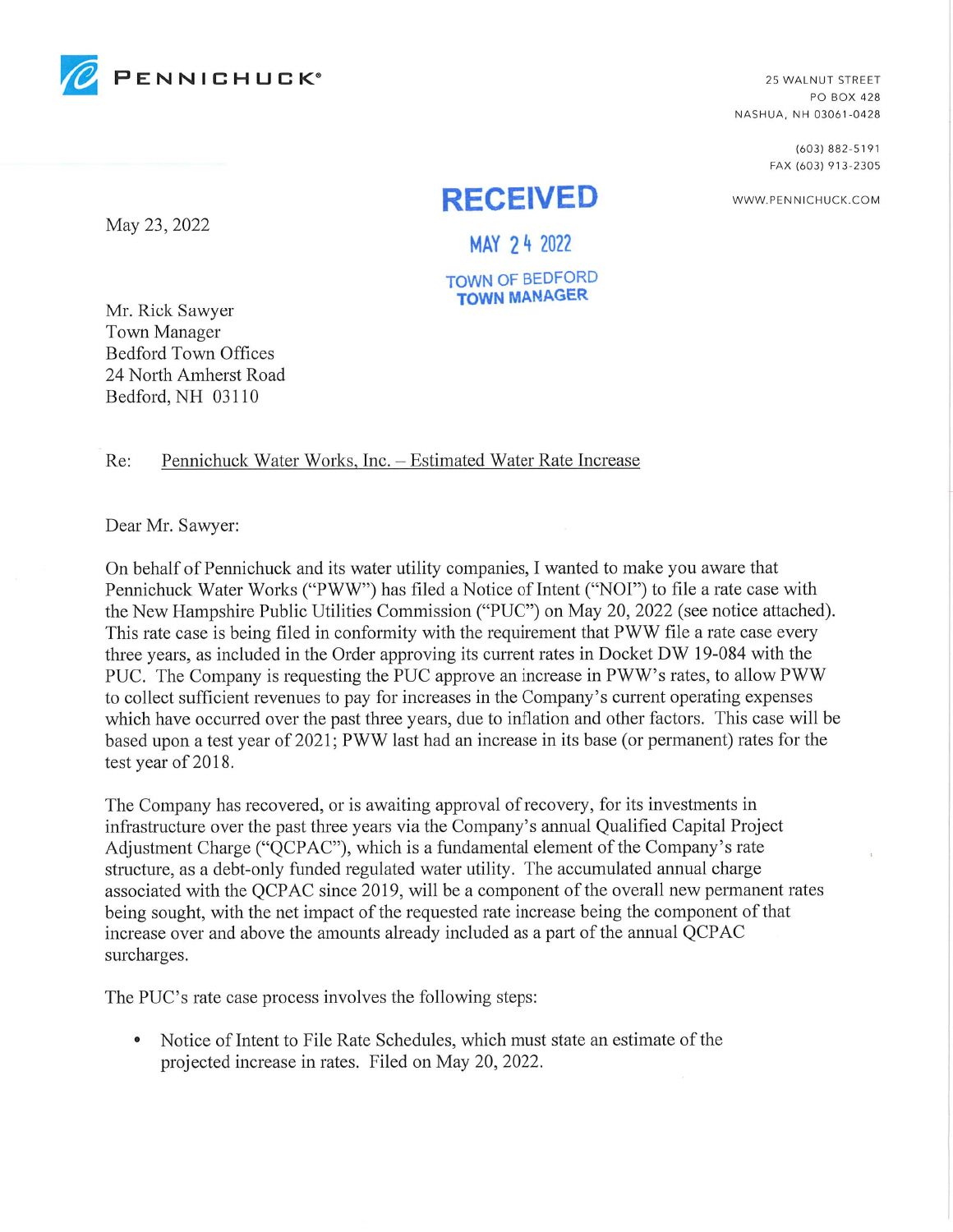**PENNICHUCK®**

25 WALNUT STREET
PO BOX 428
NASHUA, NH 03061-0428

(603) 882-5191
FAX (603) 913-2305

WWW.PENNICHUCK.COM

RECEIVED
MAY 24 2022
TOWN OF BEDFORD
TOWN MANAGER

May 23, 2022

Mr. Rick Sawyer
Town Manager
Bedford Town Offices
24 North Amherst Road
Bedford, NH 03110

Re: Pennichuck Water Works, Inc. – Estimated Water Rate Increase

Dear Mr. Sawyer:

On behalf of Pennichuck and its water utility companies, I wanted to make you aware that Pennichuck Water Works ("PWW") has filed a Notice of Intent ("NOI") to file a rate case with the New Hampshire Public Utilities Commission ("PUC") on May 20, 2022 (see notice attached). This rate case is being filed in conformity with the requirement that PWW file a rate case every three years, as included in the Order approving its current rates in Docket DW 19-084 with the PUC. The Company is requesting the PUC approve an increase in PWW's rates, to allow PWW to collect sufficient revenues to pay for increases in the Company's current operating expenses which have occurred over the past three years, due to inflation and other factors. This case will be based upon a test year of 2021; PWW last had an increase in its base (or permanent) rates for the test year of 2018.

The Company has recovered, or is awaiting approval of recovery, for its investments in infrastructure over the past three years via the Company's annual Qualified Capital Project Adjustment Charge ("QCPAC"), which is a fundamental element of the Company's rate structure, as a debt-only funded regulated water utility. The accumulated annual charge associated with the QCPAC since 2019, will be a component of the overall new permanent rates being sought, with the net impact of the requested rate increase being the component of that increase over and above the amounts already included as a part of the annual QCPAC surcharges.

The PUC's rate case process involves the following steps:

- Notice of Intent to File Rate Schedules, which must state an estimate of the projected increase in rates. Filed on May 20, 2022.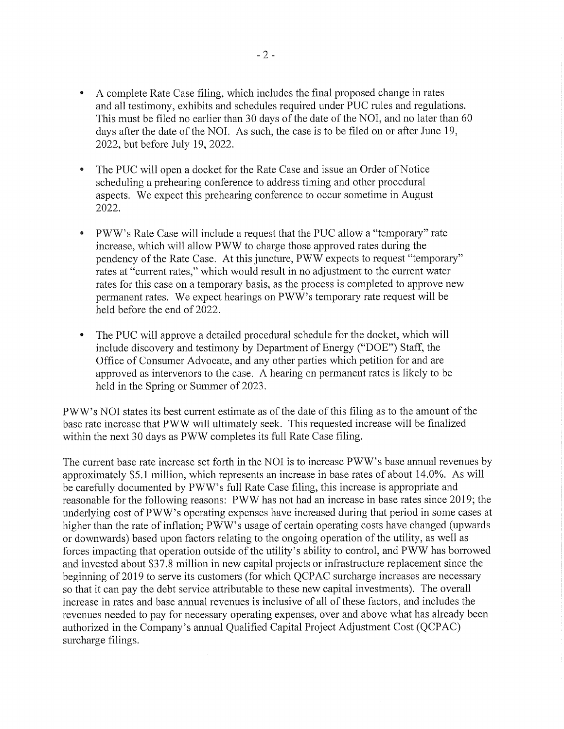- A complete Rate Case filing, which includes the final proposed change in rates and all testimony, exhibits and schedules required under PUC rules and regulations. This must be filed no earlier than 30 days of the date of the NOI, and no later than 60 days after the date of the NOI. As such, the case is to be filed on or after June 19, 2022, but before July 19, 2022.

- The PUC will open a docket for the Rate Case and issue an Order of Notice scheduling a prehearing conference to address timing and other procedural aspects. We expect this prehearing conference to occur sometime in August 2022.

- PWW's Rate Case will include a request that the PUC allow a "temporary" rate increase, which will allow PWW to charge those approved rates during the pendency of the Rate Case. At this juncture, PWW expects to request "temporary" rates at "current rates," which would result in no adjustment to the current water rates for this case on a temporary basis, as the process is completed to approve new permanent rates. We expect hearings on PWW's temporary rate request will be held before the end of 2022.

- The PUC will approve a detailed procedural schedule for the docket, which will include discovery and testimony by Department of Energy ("DOE") Staff, the Office of Consumer Advocate, and any other parties which petition for and are approved as intervenors to the case. A hearing on permanent rates is likely to be held in the Spring or Summer of 2023.

PWW's NOI states its best current estimate as of the date of this filing as to the amount of the base rate increase that PWW will ultimately seek. This requested increase will be finalized within the next 30 days as PWW completes its full Rate Case filing.

The current base rate increase set forth in the NOI is to increase PWW's base annual revenues by approximately \$5.1 million, which represents an increase in base rates of about 14.0%. As will be carefully documented by PWW's full Rate Case filing, this increase is appropriate and reasonable for the following reasons: PWW has not had an increase in base rates since 2019; the underlying cost of PWW's operating expenses have increased during that period in some cases at higher than the rate of inflation; PWW's usage of certain operating costs have changed (upwards or downwards) based upon factors relating to the ongoing operation of the utility, as well as forces impacting that operation outside of the utility's ability to control, and PWW has borrowed and invested about \$37.8 million in new capital projects or infrastructure replacement since the beginning of 2019 to serve its customers (for which QCPAC surcharge increases are necessary so that it can pay the debt service attributable to these new capital investments). The overall increase in rates and base annual revenues is inclusive of all of these factors, and includes the revenues needed to pay for necessary operating expenses, over and above what has already been authorized in the Company's annual Qualified Capital Project Adjustment Cost (QCPAC) surcharge filings.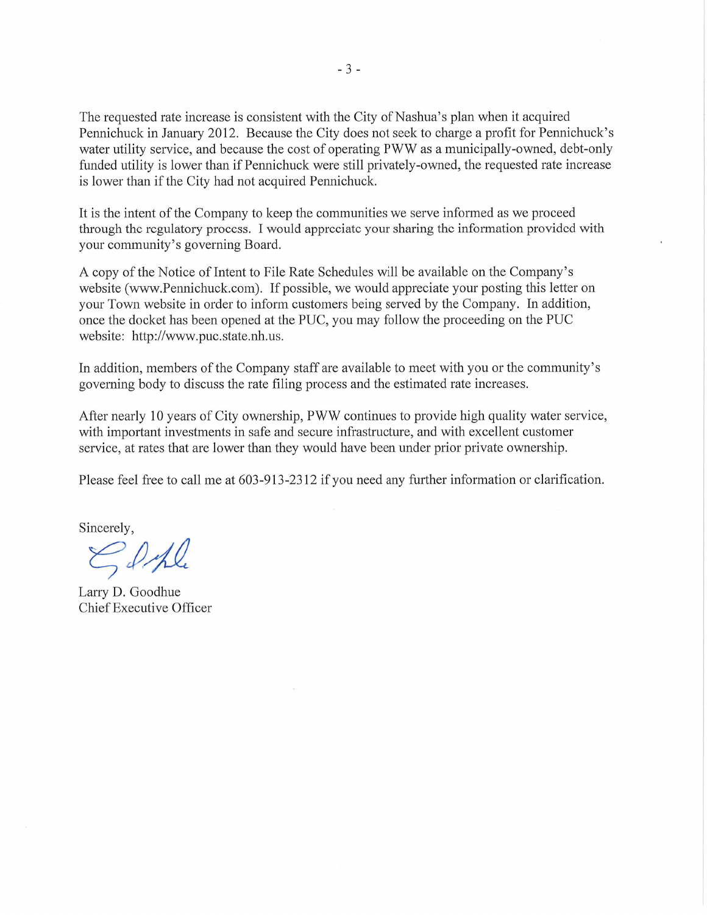The requested rate increase is consistent with the City of Nashua's plan when it acquired Pennichuck in January 2012. Because the City does not seek to charge a profit for Pennichuck's water utility service, and because the cost of operating PWW as a municipally-owned, debt-only funded utility is lower than if Pennichuck were still privately-owned, the requested rate increase is lower than if the City had not acquired Pennichuck.

It is the intent of the Company to keep the communities we serve informed as we proceed through the regulatory process. I would appreciate your sharing the information provided with your community's governing Board.

A copy of the Notice of Intent to File Rate Schedules will be available on the Company's website (www.Pennichuck.com). If possible, we would appreciate your posting this letter on your Town website in order to inform customers being served by the Company. In addition, once the docket has been opened at the PUC, you may follow the proceeding on the PUC website: http://www.puc.state.nh.us.

In addition, members of the Company staff are available to meet with you or the community's governing body to discuss the rate filing process and the estimated rate increases.

After nearly 10 years of City ownership, PWW continues to provide high quality water service, with important investments in safe and secure infrastructure, and with excellent customer service, at rates that are lower than they would have been under prior private ownership.

Please feel free to call me at 603-913-2312 if you need any further information or clarification.

Sincerely,

Larry D. Goodhue
Chief Executive Officer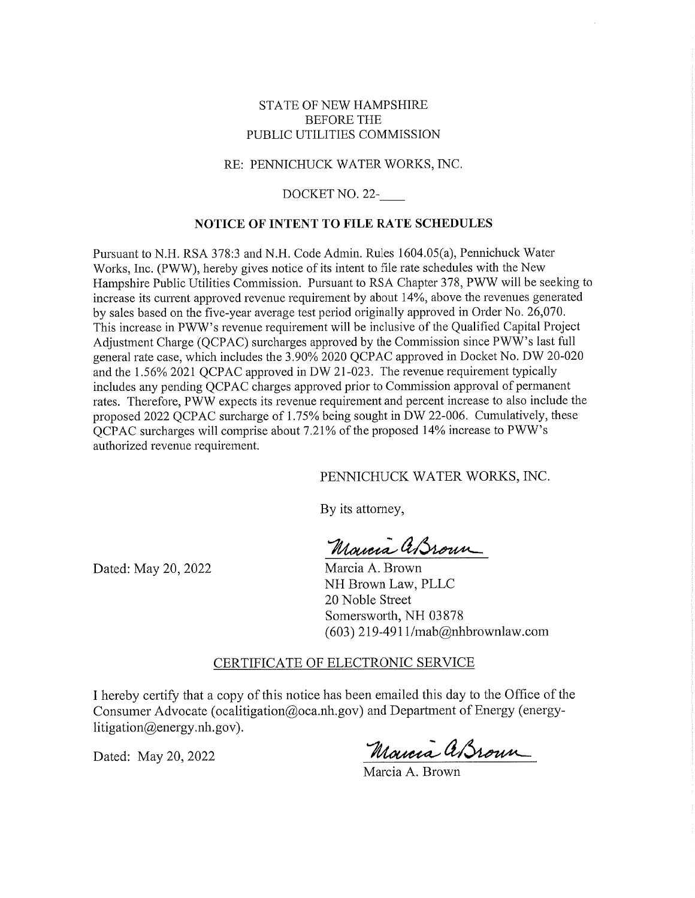STATE OF NEW HAMPSHIRE
BEFORE THE
PUBLIC UTILITIES COMMISSION

RE: PENNICHUCK WATER WORKS, INC.

DOCKET NO. 22-\_\_\_\_

**NOTICE OF INTENT TO FILE RATE SCHEDULES**

Pursuant to N.H. RSA 378:3 and N.H. Code Admin. Rules 1604.05(a), Pennichuck Water Works, Inc. (PWW), hereby gives notice of its intent to file rate schedules with the New Hampshire Public Utilities Commission. Pursuant to RSA Chapter 378, PWW will be seeking to increase its current approved revenue requirement by about 14%, above the revenues generated by sales based on the five-year average test period originally approved in Order No. 26,070. This increase in PWW's revenue requirement will be inclusive of the Qualified Capital Project Adjustment Charge (QCPAC) surcharges approved by the Commission since PWW's last full general rate case, which includes the 3.90% 2020 QCPAC approved in Docket No. DW 20-020 and the 1.56% 2021 QCPAC approved in DW 21-023. The revenue requirement typically includes any pending QCPAC charges approved prior to Commission approval of permanent rates. Therefore, PWW expects its revenue requirement and percent increase to also include the proposed 2022 QCPAC surcharge of 1.75% being sought in DW 22-006. Cumulatively, these QCPAC surcharges will comprise about 7.21% of the proposed 14% increase to PWW's authorized revenue requirement.

PENNICHUCK WATER WORKS, INC.

By its attorney,

*Marcia A. Brown*

Dated: May 20, 2022

Marcia A. Brown
NH Brown Law, PLLC
20 Noble Street
Somersworth, NH 03878
(603) 219-4911/mab@nhbrownlaw.com

CERTIFICATE OF ELECTRONIC SERVICE

I hereby certify that a copy of this notice has been emailed this day to the Office of the Consumer Advocate (ocalitigation@oca.nh.gov) and Department of Energy (energy-litigation@energy.nh.gov).

Dated: May 20, 2022

*Marcia A. Brown*

Marcia A. Brown